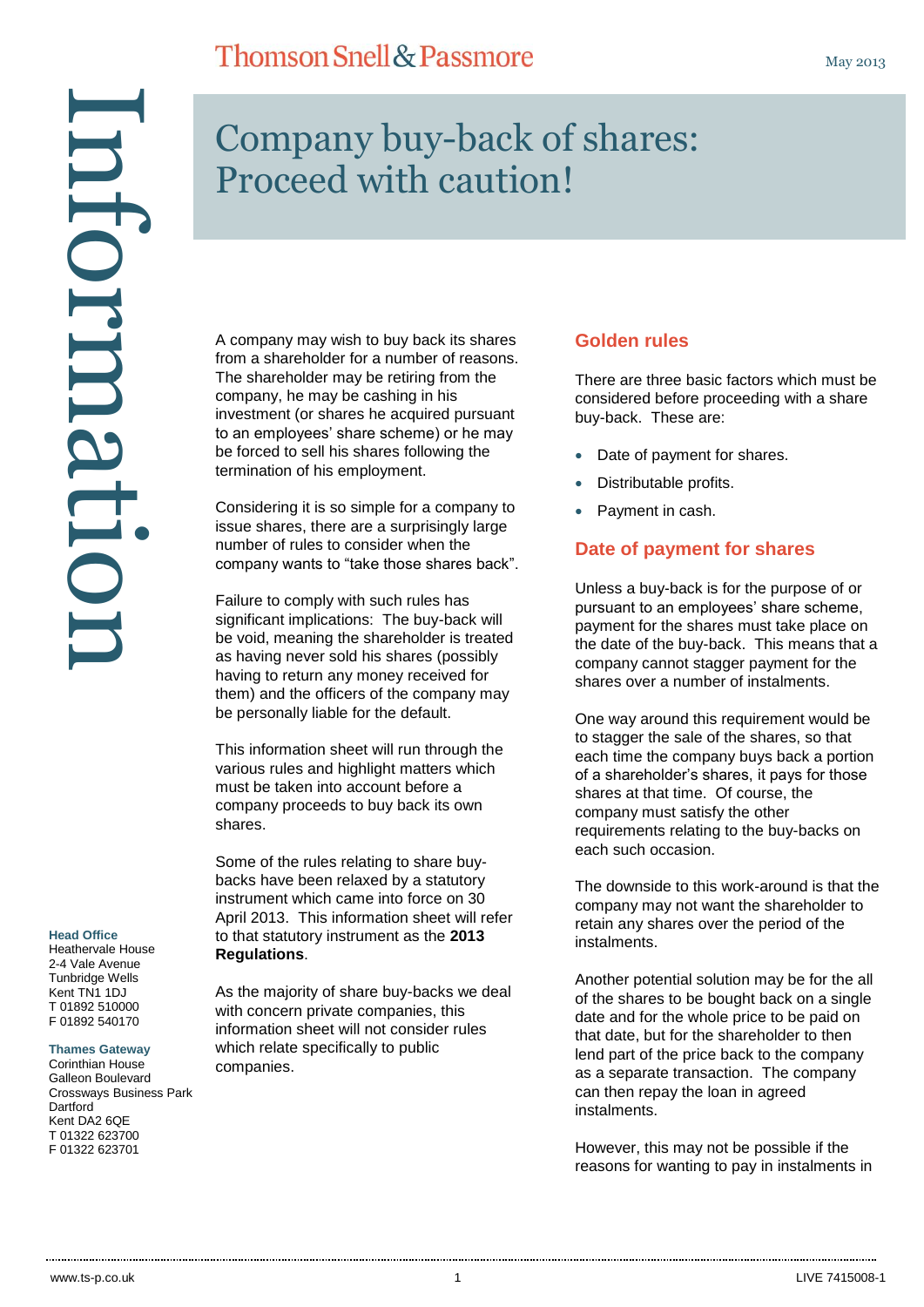Thomson Snell & Passmore

May 2013

Information

# Company buy-back of shares: Proceed with caution!

A company may wish to buy back its shares from a shareholder for a number of reasons. The shareholder may be retiring from the company, he may be cashing in his investment (or shares he acquired pursuant to an employees' share scheme) or he may be forced to sell his shares following the termination of his employment.

Considering it is so simple for a company to issue shares, there are a surprisingly large number of rules to consider when the company wants to "take those shares back".

Failure to comply with such rules has significant implications: The buy-back will be void, meaning the shareholder is treated as having never sold his shares (possibly having to return any money received for them) and the officers of the company may be personally liable for the default.

This information sheet will run through the various rules and highlight matters which must be taken into account before a company proceeds to buy back its own shares.

Some of the rules relating to share buy-backs have been relaxed by a statutory instrument which came into force on 30 April 2013. This information sheet will refer to that statutory instrument as the **2013 Regulations**.

As the majority of share buy-backs we deal with concern private companies, this information sheet will not consider rules which relate specifically to public companies.

## Golden rules

There are three basic factors which must be considered before proceeding with a share buy-back. These are:

- Date of payment for shares.
- Distributable profits.
- Payment in cash.

## Date of payment for shares

Unless a buy-back is for the purpose of or pursuant to an employees' share scheme, payment for the shares must take place on the date of the buy-back. This means that a company cannot stagger payment for the shares over a number of instalments.

One way around this requirement would be to stagger the sale of the shares, so that each time the company buys back a portion of a shareholder's shares, it pays for those shares at that time. Of course, the company must satisfy the other requirements relating to the buy-backs on each such occasion.

The downside to this work-around is that the company may not want the shareholder to retain any shares over the period of the instalments.

Another potential solution may be for the all of the shares to be bought back on a single date and for the whole price to be paid on that date, but for the shareholder to then lend part of the price back to the company as a separate transaction. The company can then repay the loan in agreed instalments.

However, this may not be possible if the reasons for wanting to pay in instalments in

**Head Office**
Heathervale House
2-4 Vale Avenue
Tunbridge Wells
Kent TN1 1DJ
T 01892 510000
F 01892 540170

**Thames Gateway**
Corinthian House
Galleon Boulevard
Crossways Business Park
Dartford
Kent DA2 6QE
T 01322 623700
F 01322 623701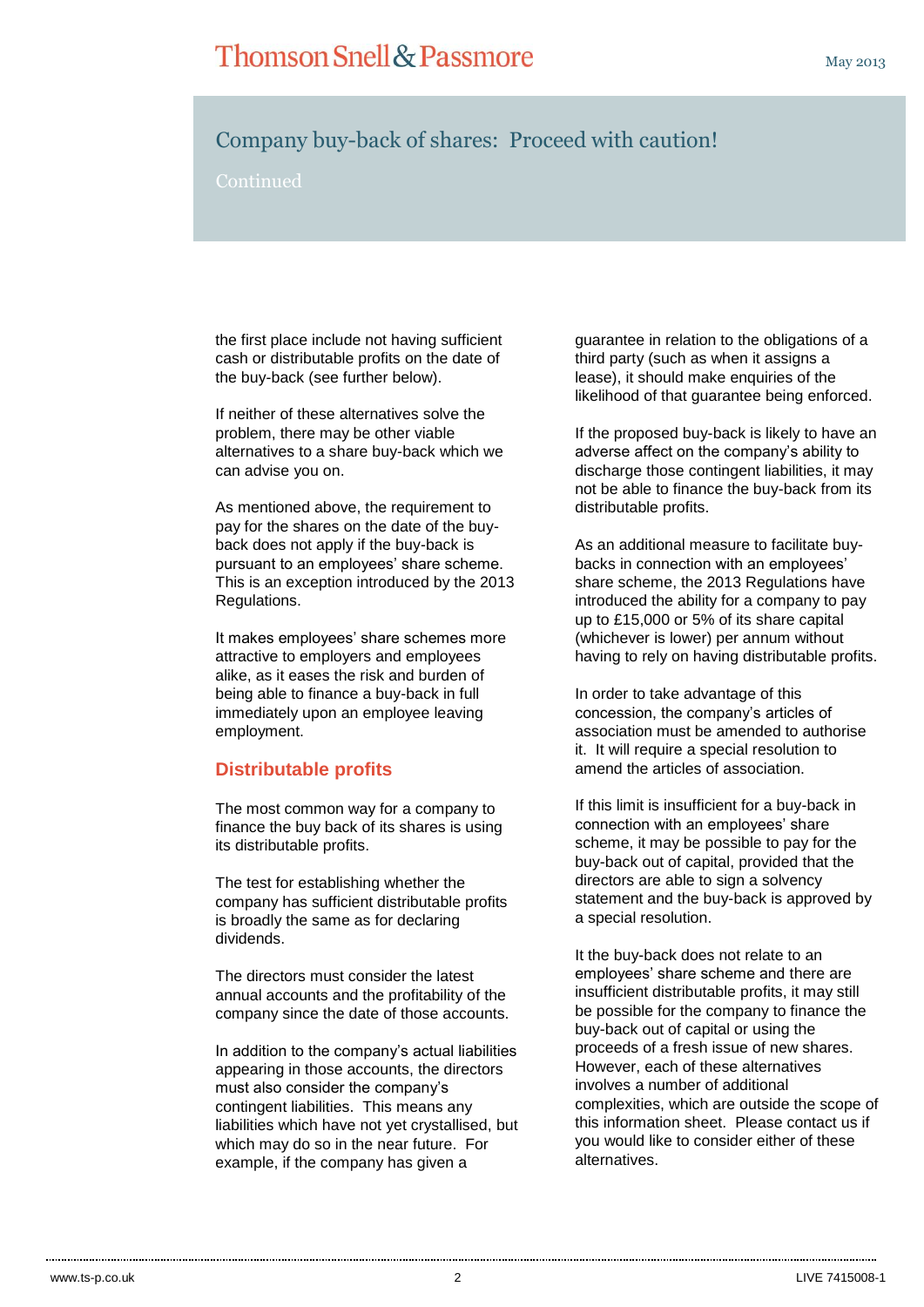# Company buy-back of shares: Proceed with caution!

Continued

the first place include not having sufficient cash or distributable profits on the date of the buy-back (see further below).

If neither of these alternatives solve the problem, there may be other viable alternatives to a share buy-back which we can advise you on.

As mentioned above, the requirement to pay for the shares on the date of the buy-back does not apply if the buy-back is pursuant to an employees' share scheme. This is an exception introduced by the 2013 Regulations.

It makes employees' share schemes more attractive to employers and employees alike, as it eases the risk and burden of being able to finance a buy-back in full immediately upon an employee leaving employment.

## Distributable profits

The most common way for a company to finance the buy back of its shares is using its distributable profits.

The test for establishing whether the company has sufficient distributable profits is broadly the same as for declaring dividends.

The directors must consider the latest annual accounts and the profitability of the company since the date of those accounts.

In addition to the company's actual liabilities appearing in those accounts, the directors must also consider the company's contingent liabilities. This means any liabilities which have not yet crystallised, but which may do so in the near future. For example, if the company has given a guarantee in relation to the obligations of a third party (such as when it assigns a lease), it should make enquiries of the likelihood of that guarantee being enforced.

If the proposed buy-back is likely to have an adverse affect on the company's ability to discharge those contingent liabilities, it may not be able to finance the buy-back from its distributable profits.

As an additional measure to facilitate buy-backs in connection with an employees' share scheme, the 2013 Regulations have introduced the ability for a company to pay up to £15,000 or 5% of its share capital (whichever is lower) per annum without having to rely on having distributable profits.

In order to take advantage of this concession, the company's articles of association must be amended to authorise it. It will require a special resolution to amend the articles of association.

If this limit is insufficient for a buy-back in connection with an employees' share scheme, it may be possible to pay for the buy-back out of capital, provided that the directors are able to sign a solvency statement and the buy-back is approved by a special resolution.

It the buy-back does not relate to an employees' share scheme and there are insufficient distributable profits, it may still be possible for the company to finance the buy-back out of capital or using the proceeds of a fresh issue of new shares. However, each of these alternatives involves a number of additional complexities, which are outside the scope of this information sheet. Please contact us if you would like to consider either of these alternatives.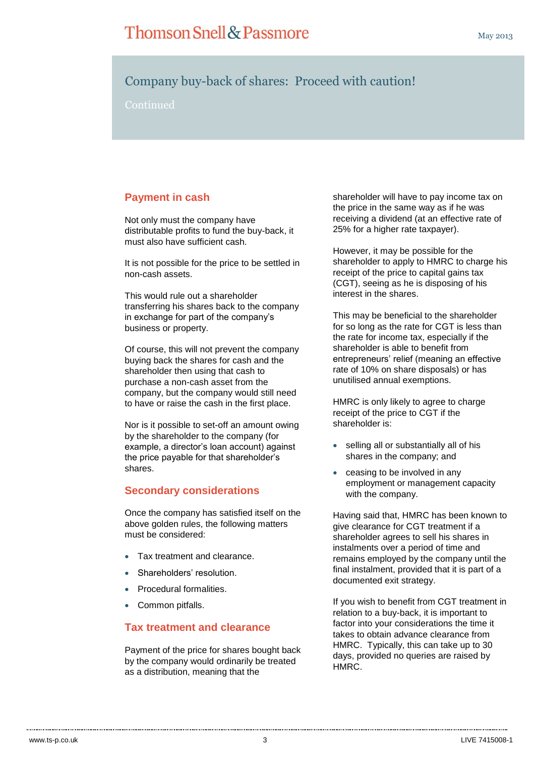# Company buy-back of shares: Proceed with caution!

Continued

## Payment in cash

Not only must the company have distributable profits to fund the buy-back, it must also have sufficient cash.

It is not possible for the price to be settled in non-cash assets.

This would rule out a shareholder transferring his shares back to the company in exchange for part of the company's business or property.

Of course, this will not prevent the company buying back the shares for cash and the shareholder then using that cash to purchase a non-cash asset from the company, but the company would still need to have or raise the cash in the first place.

Nor is it possible to set-off an amount owing by the shareholder to the company (for example, a director's loan account) against the price payable for that shareholder's shares.

## Secondary considerations

Once the company has satisfied itself on the above golden rules, the following matters must be considered:

- Tax treatment and clearance.
- Shareholders' resolution.
- Procedural formalities.
- Common pitfalls.

## Tax treatment and clearance

Payment of the price for shares bought back by the company would ordinarily be treated as a distribution, meaning that the shareholder will have to pay income tax on the price in the same way as if he was receiving a dividend (at an effective rate of 25% for a higher rate taxpayer).

However, it may be possible for the shareholder to apply to HMRC to charge his receipt of the price to capital gains tax (CGT), seeing as he is disposing of his interest in the shares.

This may be beneficial to the shareholder for so long as the rate for CGT is less than the rate for income tax, especially if the shareholder is able to benefit from entrepreneurs' relief (meaning an effective rate of 10% on share disposals) or has unutilised annual exemptions.

HMRC is only likely to agree to charge receipt of the price to CGT if the shareholder is:

- selling all or substantially all of his shares in the company; and
- ceasing to be involved in any employment or management capacity with the company.

Having said that, HMRC has been known to give clearance for CGT treatment if a shareholder agrees to sell his shares in instalments over a period of time and remains employed by the company until the final instalment, provided that it is part of a documented exit strategy.

If you wish to benefit from CGT treatment in relation to a buy-back, it is important to factor into your considerations the time it takes to obtain advance clearance from HMRC. Typically, this can take up to 30 days, provided no queries are raised by HMRC.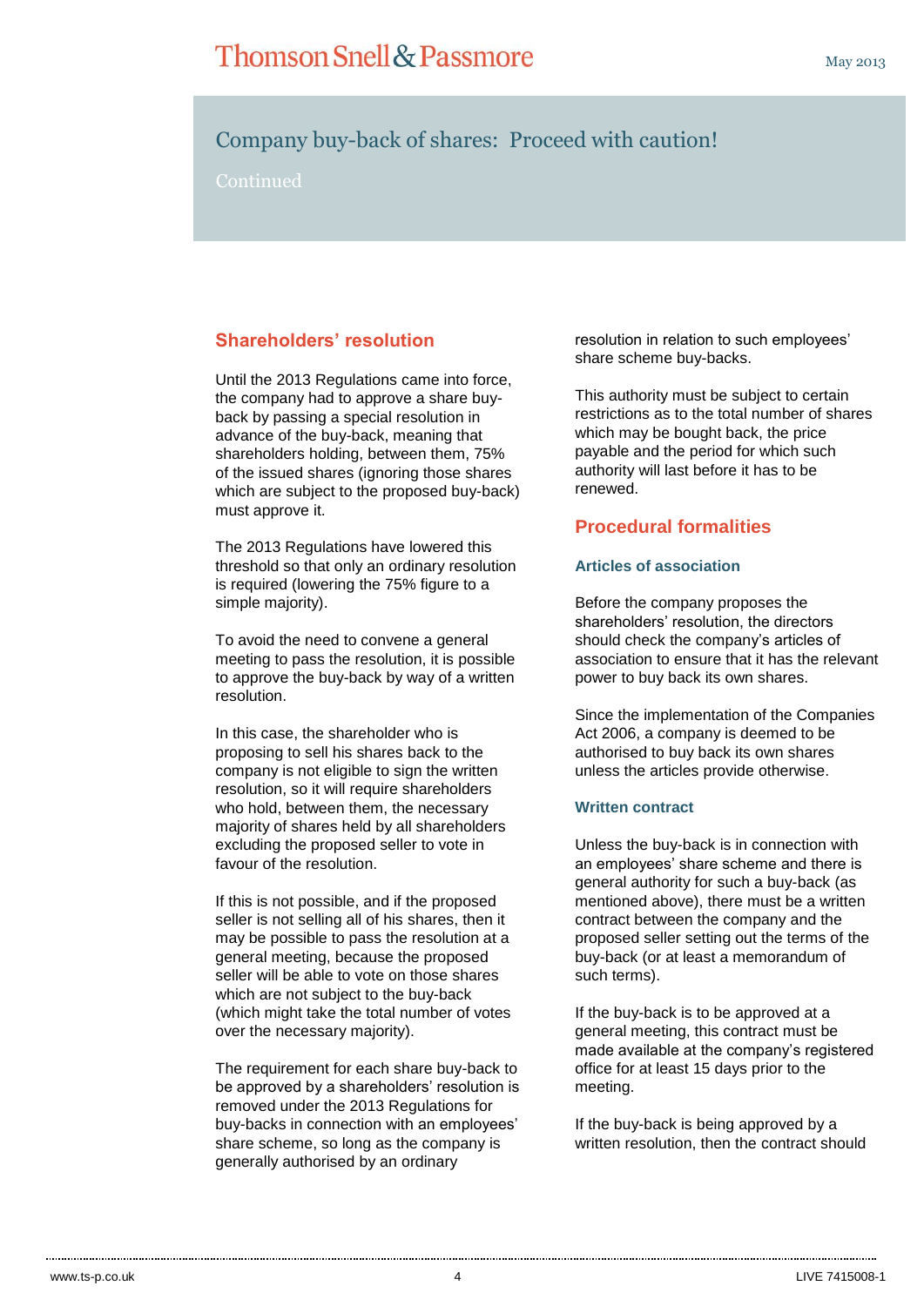# Company buy-back of shares: Proceed with caution!

Continued

## Shareholders' resolution

Until the 2013 Regulations came into force, the company had to approve a share buy-back by passing a special resolution in advance of the buy-back, meaning that shareholders holding, between them, 75% of the issued shares (ignoring those shares which are subject to the proposed buy-back) must approve it.

The 2013 Regulations have lowered this threshold so that only an ordinary resolution is required (lowering the 75% figure to a simple majority).

To avoid the need to convene a general meeting to pass the resolution, it is possible to approve the buy-back by way of a written resolution.

In this case, the shareholder who is proposing to sell his shares back to the company is not eligible to sign the written resolution, so it will require shareholders who hold, between them, the necessary majority of shares held by all shareholders excluding the proposed seller to vote in favour of the resolution.

If this is not possible, and if the proposed seller is not selling all of his shares, then it may be possible to pass the resolution at a general meeting, because the proposed seller will be able to vote on those shares which are not subject to the buy-back (which might take the total number of votes over the necessary majority).

The requirement for each share buy-back to be approved by a shareholders' resolution is removed under the 2013 Regulations for buy-backs in connection with an employees' share scheme, so long as the company is generally authorised by an ordinary resolution in relation to such employees' share scheme buy-backs.

This authority must be subject to certain restrictions as to the total number of shares which may be bought back, the price payable and the period for which such authority will last before it has to be renewed.

## Procedural formalities

### Articles of association

Before the company proposes the shareholders' resolution, the directors should check the company's articles of association to ensure that it has the relevant power to buy back its own shares.

Since the implementation of the Companies Act 2006, a company is deemed to be authorised to buy back its own shares unless the articles provide otherwise.

### Written contract

Unless the buy-back is in connection with an employees' share scheme and there is general authority for such a buy-back (as mentioned above), there must be a written contract between the company and the proposed seller setting out the terms of the buy-back (or at least a memorandum of such terms).

If the buy-back is to be approved at a general meeting, this contract must be made available at the company's registered office for at least 15 days prior to the meeting.

If the buy-back is being approved by a written resolution, then the contract should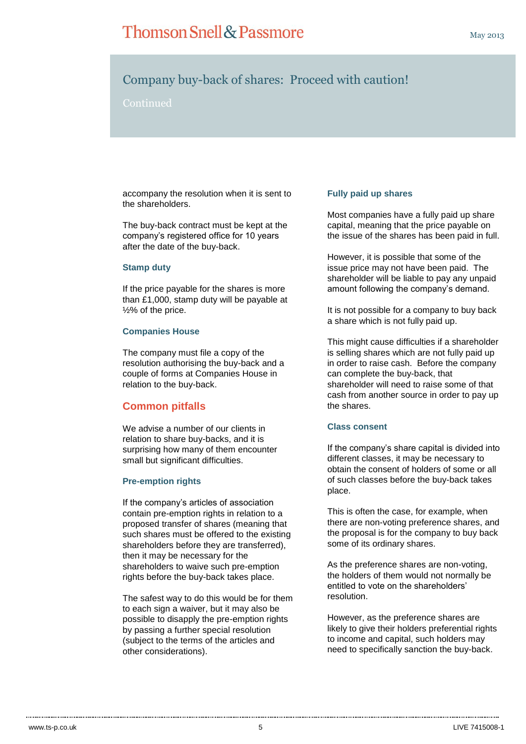# Company buy-back of shares: Proceed with caution!

Continued

accompany the resolution when it is sent to the shareholders.

The buy-back contract must be kept at the company's registered office for 10 years after the date of the buy-back.

### Stamp duty

If the price payable for the shares is more than £1,000, stamp duty will be payable at ½% of the price.

### Companies House

The company must file a copy of the resolution authorising the buy-back and a couple of forms at Companies House in relation to the buy-back.

## Common pitfalls

We advise a number of our clients in relation to share buy-backs, and it is surprising how many of them encounter small but significant difficulties.

### Pre-emption rights

If the company's articles of association contain pre-emption rights in relation to a proposed transfer of shares (meaning that such shares must be offered to the existing shareholders before they are transferred), then it may be necessary for the shareholders to waive such pre-emption rights before the buy-back takes place.

The safest way to do this would be for them to each sign a waiver, but it may also be possible to disapply the pre-emption rights by passing a further special resolution (subject to the terms of the articles and other considerations).

### Fully paid up shares

Most companies have a fully paid up share capital, meaning that the price payable on the issue of the shares has been paid in full.

However, it is possible that some of the issue price may not have been paid. The shareholder will be liable to pay any unpaid amount following the company's demand.

It is not possible for a company to buy back a share which is not fully paid up.

This might cause difficulties if a shareholder is selling shares which are not fully paid up in order to raise cash. Before the company can complete the buy-back, that shareholder will need to raise some of that cash from another source in order to pay up the shares.

### Class consent

If the company's share capital is divided into different classes, it may be necessary to obtain the consent of holders of some or all of such classes before the buy-back takes place.

This is often the case, for example, when there are non-voting preference shares, and the proposal is for the company to buy back some of its ordinary shares.

As the preference shares are non-voting, the holders of them would not normally be entitled to vote on the shareholders' resolution.

However, as the preference shares are likely to give their holders preferential rights to income and capital, such holders may need to specifically sanction the buy-back.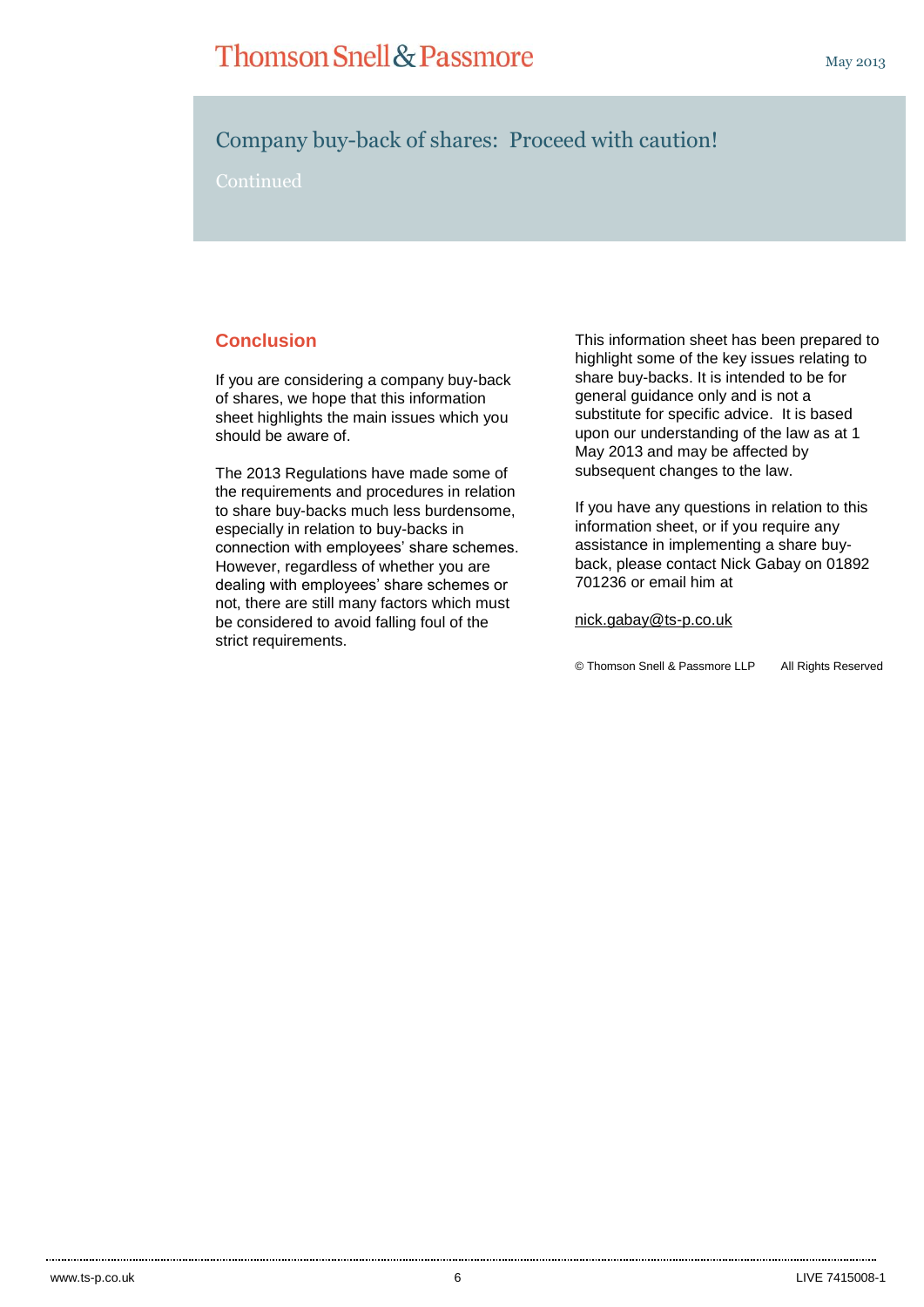## Company buy-back of shares: Proceed with caution!

Continued

### Conclusion

If you are considering a company buy-back of shares, we hope that this information sheet highlights the main issues which you should be aware of.

The 2013 Regulations have made some of the requirements and procedures in relation to share buy-backs much less burdensome, especially in relation to buy-backs in connection with employees' share schemes. However, regardless of whether you are dealing with employees' share schemes or not, there are still many factors which must be considered to avoid falling foul of the strict requirements.

This information sheet has been prepared to highlight some of the key issues relating to share buy-backs. It is intended to be for general guidance only and is not a substitute for specific advice. It is based upon our understanding of the law as at 1 May 2013 and may be affected by subsequent changes to the law.

If you have any questions in relation to this information sheet, or if you require any assistance in implementing a share buy-back, please contact Nick Gabay on 01892 701236 or email him at

nick.gabay@ts-p.co.uk

© Thomson Snell & Passmore LLP All Rights Reserved